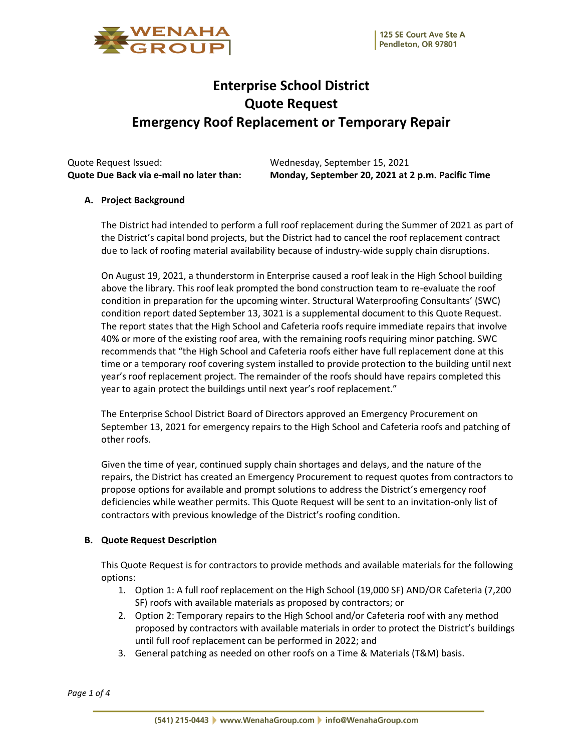# Enterprise School District
# Quote Request
# Emergency Roof Replacement or Temporary Repair

Quote Request Issued: Wednesday, September 15, 2021

**Quote Due Back via <u>e-mail</u> no later than: Monday, September 20, 2021 at 2 p.m. Pacific Time**

## A. <u>Project Background</u>

The District had intended to perform a full roof replacement during the Summer of 2021 as part of the District's capital bond projects, but the District had to cancel the roof replacement contract due to lack of roofing material availability because of industry-wide supply chain disruptions.

On August 19, 2021, a thunderstorm in Enterprise caused a roof leak in the High School building above the library. This roof leak prompted the bond construction team to re-evaluate the roof condition in preparation for the upcoming winter. Structural Waterproofing Consultants' (SWC) condition report dated September 13, 3021 is a supplemental document to this Quote Request. The report states that the High School and Cafeteria roofs require immediate repairs that involve 40% or more of the existing roof area, with the remaining roofs requiring minor patching. SWC recommends that "the High School and Cafeteria roofs either have full replacement done at this time or a temporary roof covering system installed to provide protection to the building until next year's roof replacement project. The remainder of the roofs should have repairs completed this year to again protect the buildings until next year's roof replacement."

The Enterprise School District Board of Directors approved an Emergency Procurement on September 13, 2021 for emergency repairs to the High School and Cafeteria roofs and patching of other roofs.

Given the time of year, continued supply chain shortages and delays, and the nature of the repairs, the District has created an Emergency Procurement to request quotes from contractors to propose options for available and prompt solutions to address the District's emergency roof deficiencies while weather permits. This Quote Request will be sent to an invitation-only list of contractors with previous knowledge of the District's roofing condition.

## B. <u>Quote Request Description</u>

This Quote Request is for contractors to provide methods and available materials for the following options:

1. Option 1: A full roof replacement on the High School (19,000 SF) AND/OR Cafeteria (7,200 SF) roofs with available materials as proposed by contractors; or
2. Option 2: Temporary repairs to the High School and/or Cafeteria roof with any method proposed by contractors with available materials in order to protect the District's buildings until full roof replacement can be performed in 2022; and
3. General patching as needed on other roofs on a Time & Materials (T&M) basis.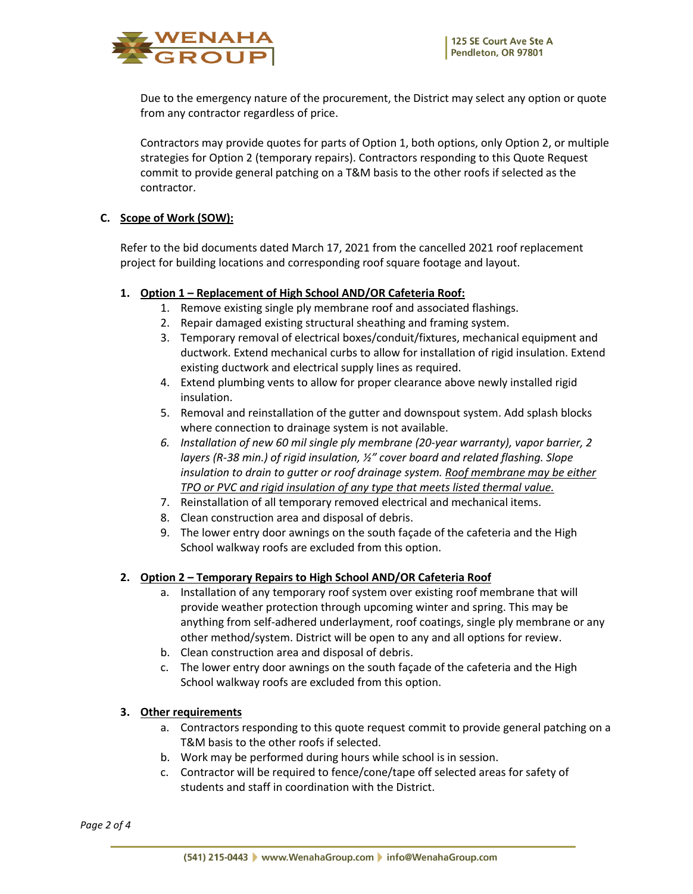Due to the emergency nature of the procurement, the District may select any option or quote from any contractor regardless of price.

Contractors may provide quotes for parts of Option 1, both options, only Option 2, or multiple strategies for Option 2 (temporary repairs). Contractors responding to this Quote Request commit to provide general patching on a T&M basis to the other roofs if selected as the contractor.

**C. <u>Scope of Work (SOW):</u>**

Refer to the bid documents dated March 17, 2021 from the cancelled 2021 roof replacement project for building locations and corresponding roof square footage and layout.

**1. <u>Option 1 – Replacement of High School AND/OR Cafeteria Roof:</u>**

1. Remove existing single ply membrane roof and associated flashings.
2. Repair damaged existing structural sheathing and framing system.
3. Temporary removal of electrical boxes/conduit/fixtures, mechanical equipment and ductwork. Extend mechanical curbs to allow for installation of rigid insulation. Extend existing ductwork and electrical supply lines as required.
4. Extend plumbing vents to allow for proper clearance above newly installed rigid insulation.
5. Removal and reinstallation of the gutter and downspout system. Add splash blocks where connection to drainage system is not available.
6. *Installation of new 60 mil single ply membrane (20-year warranty), vapor barrier, 2 layers (R-38 min.) of rigid insulation, ½" cover board and related flashing. Slope insulation to drain to gutter or roof drainage system. <u>Roof membrane may be either TPO or PVC and rigid insulation of any type that meets listed thermal value.</u>*
7. Reinstallation of all temporary removed electrical and mechanical items.
8. Clean construction area and disposal of debris.
9. The lower entry door awnings on the south façade of the cafeteria and the High School walkway roofs are excluded from this option.

**2. <u>Option 2 – Temporary Repairs to High School AND/OR Cafeteria Roof</u>**

a. Installation of any temporary roof system over existing roof membrane that will provide weather protection through upcoming winter and spring. This may be anything from self-adhered underlayment, roof coatings, single ply membrane or any other method/system. District will be open to any and all options for review.
b. Clean construction area and disposal of debris.
c. The lower entry door awnings on the south façade of the cafeteria and the High School walkway roofs are excluded from this option.

**3. <u>Other requirements</u>**

a. Contractors responding to this quote request commit to provide general patching on a T&M basis to the other roofs if selected.
b. Work may be performed during hours while school is in session.
c. Contractor will be required to fence/cone/tape off selected areas for safety of students and staff in coordination with the District.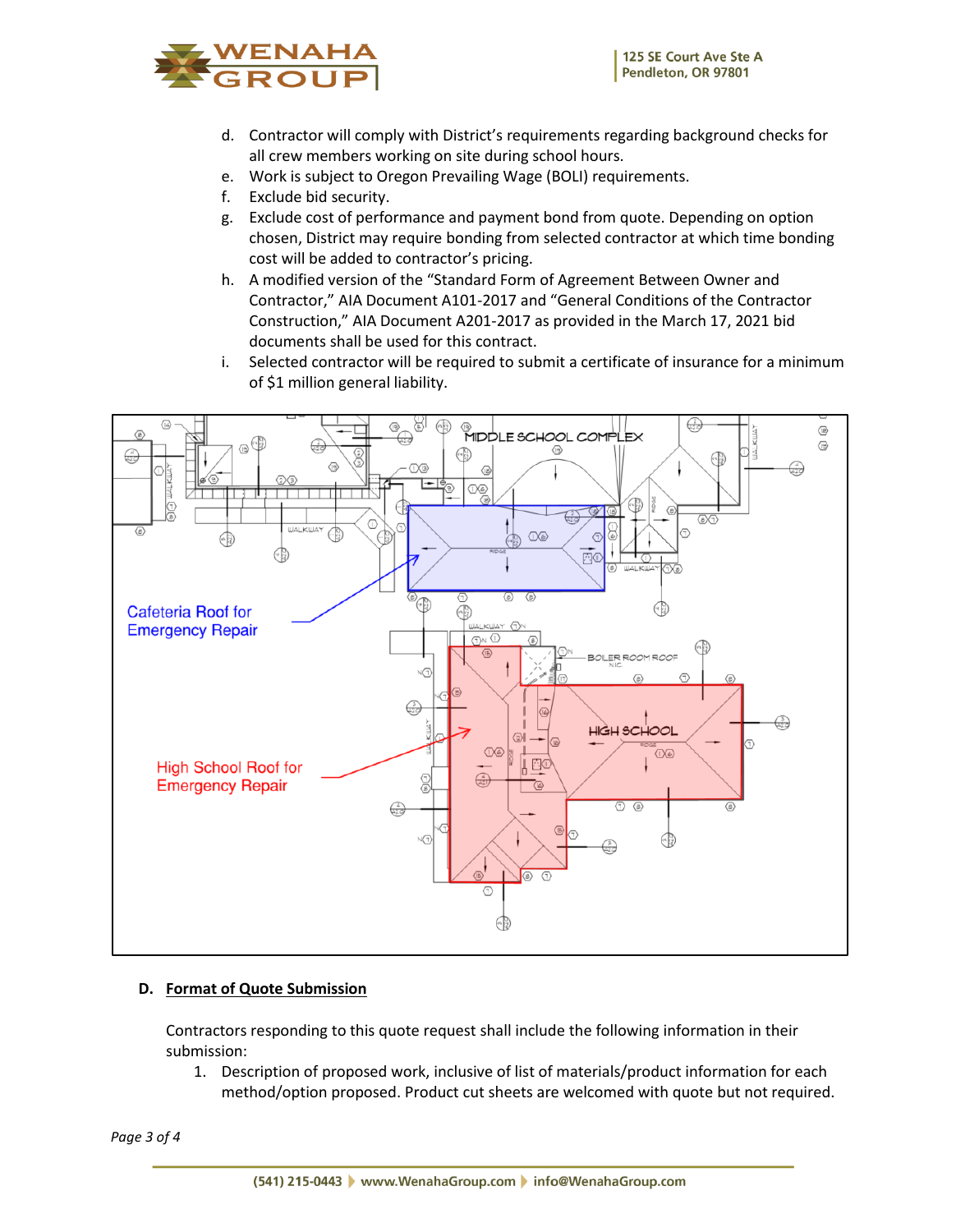d. Contractor will comply with District's requirements regarding background checks for all crew members working on site during school hours.
e. Work is subject to Oregon Prevailing Wage (BOLI) requirements.
f. Exclude bid security.
g. Exclude cost of performance and payment bond from quote. Depending on option chosen, District may require bonding from selected contractor at which time bonding cost will be added to contractor's pricing.
h. A modified version of the "Standard Form of Agreement Between Owner and Contractor," AIA Document A101-2017 and "General Conditions of the Contractor Construction," AIA Document A201-2017 as provided in the March 17, 2021 bid documents shall be used for this contract.
i. Selected contractor will be required to submit a certificate of insurance for a minimum of $1 million general liability.

Cafeteria Roof for Emergency Repair

High School Roof for Emergency Repair

### D. Format of Quote Submission

Contractors responding to this quote request shall include the following information in their submission:

1. Description of proposed work, inclusive of list of materials/product information for each method/option proposed. Product cut sheets are welcomed with quote but not required.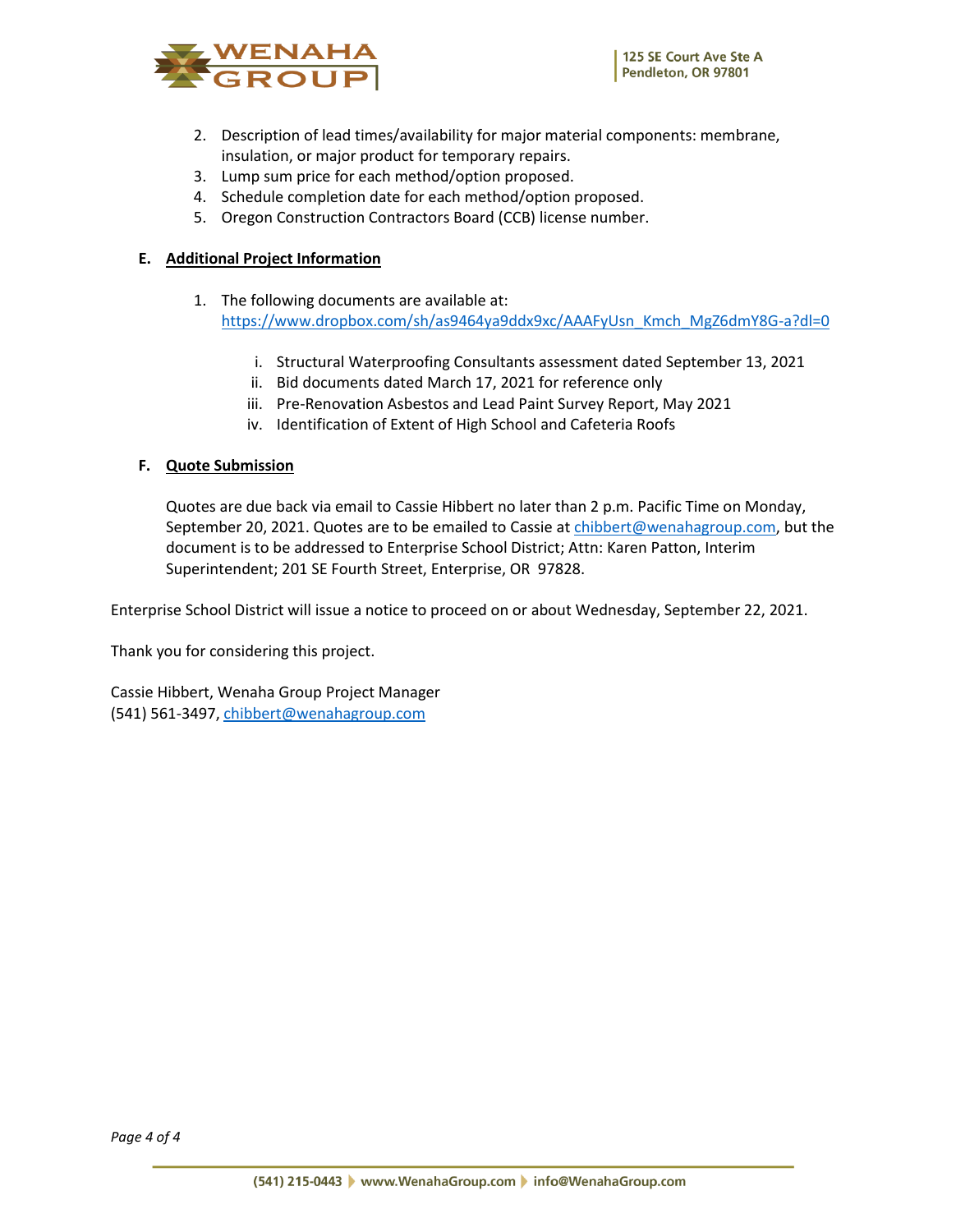2. Description of lead times/availability for major material components: membrane, insulation, or major product for temporary repairs.
3. Lump sum price for each method/option proposed.
4. Schedule completion date for each method/option proposed.
5. Oregon Construction Contractors Board (CCB) license number.

**E. Additional Project Information**

1. The following documents are available at: https://www.dropbox.com/sh/as9464ya9ddx9xc/AAAFyUsn_Kmch_MgZ6dmY8G-a?dl=0

    i. Structural Waterproofing Consultants assessment dated September 13, 2021
    ii. Bid documents dated March 17, 2021 for reference only
    iii. Pre-Renovation Asbestos and Lead Paint Survey Report, May 2021
    iv. Identification of Extent of High School and Cafeteria Roofs

**F. Quote Submission**

Quotes are due back via email to Cassie Hibbert no later than 2 p.m. Pacific Time on Monday, September 20, 2021. Quotes are to be emailed to Cassie at chibbert@wenahagroup.com, but the document is to be addressed to Enterprise School District; Attn: Karen Patton, Interim Superintendent; 201 SE Fourth Street, Enterprise, OR 97828.

Enterprise School District will issue a notice to proceed on or about Wednesday, September 22, 2021.

Thank you for considering this project.

Cassie Hibbert, Wenaha Group Project Manager
(541) 561-3497, chibbert@wenahagroup.com